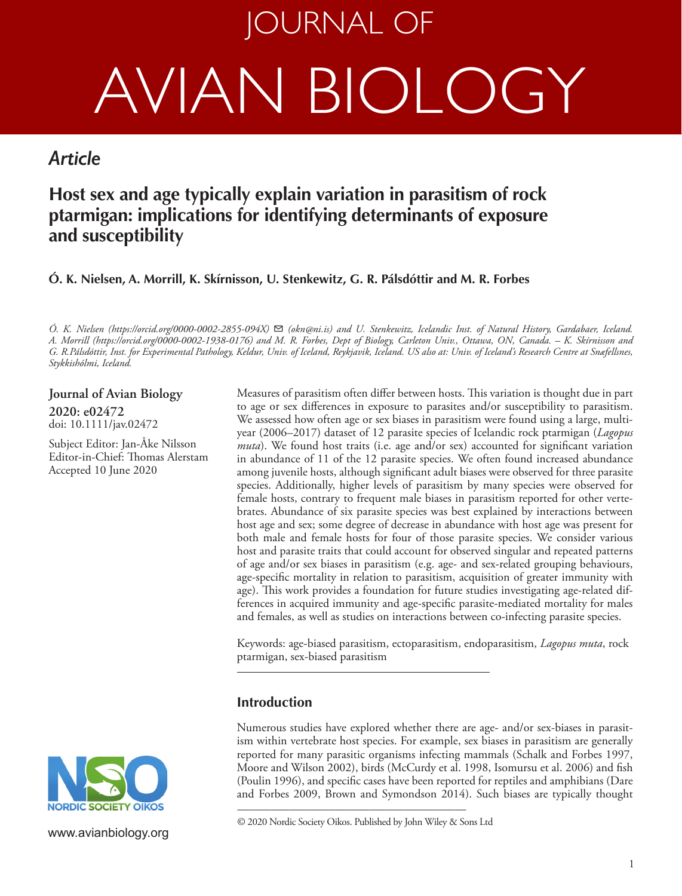# JOURNAL OF AVIAN BIOLOGY

*Article*

## Host sex and age typically explain variation in parasitism of rock ptarmigan: implications for identifying determinants of exposure and susceptibility

**Ó. K. Nielsen, A. Morrill, K. Skírnisson, U. Stenkewitz, G. R. Pálsdóttir and M. R. Forbes**

*Ó. K. Nielsen (https://orcid.org/0000-0002-2855-094X) ✉ (okn@ni.is) and U. Stenkewitz, Icelandic Inst. of Natural History, Gardabaer, Iceland. A. Morrill (https://orcid.org/0000-0002-1938-0176) and M. R. Forbes, Dept of Biology, Carleton Univ., Ottawa, ON, Canada. – K. Skírnisson and G. R.Pálsdóttir, Inst. for Experimental Pathology, Keldur, Univ. of Iceland, Reykjavik, Iceland. US also at: Univ. of Iceland's Research Centre at Snæfellsnes, Stykkishólmi, Iceland.*

**Journal of Avian Biology**
**2020: e02472**
doi: 10.1111/jav.02472

Subject Editor: Jan-Åke Nilsson
Editor-in-Chief: Thomas Alerstam
Accepted 10 June 2020

Measures of parasitism often differ between hosts. This variation is thought due in part to age or sex differences in exposure to parasites and/or susceptibility to parasitism. We assessed how often age or sex biases in parasitism were found using a large, multi-year (2006–2017) dataset of 12 parasite species of Icelandic rock ptarmigan (*Lagopus muta*). We found host traits (i.e. age and/or sex) accounted for significant variation in abundance of 11 of the 12 parasite species. We often found increased abundance among juvenile hosts, although significant adult biases were observed for three parasite species. Additionally, higher levels of parasitism by many species were observed for female hosts, contrary to frequent male biases in parasitism reported for other vertebrates. Abundance of six parasite species was best explained by interactions between host age and sex; some degree of decrease in abundance with host age was present for both male and female hosts for four of those parasite species. We consider various host and parasite traits that could account for observed singular and repeated patterns of age and/or sex biases in parasitism (e.g. age- and sex-related grouping behaviours, age-specific mortality in relation to parasitism, acquisition of greater immunity with age). This work provides a foundation for future studies investigating age-related differences in acquired immunity and age-specific parasite-mediated mortality for males and females, as well as studies on interactions between co-infecting parasite species.

Keywords: age-biased parasitism, ectoparasitism, endoparasitism, *Lagopus muta*, rock ptarmigan, sex-biased parasitism

## Introduction

Numerous studies have explored whether there are age- and/or sex-biases in parasitism within vertebrate host species. For example, sex biases in parasitism are generally reported for many parasitic organisms infecting mammals (Schalk and Forbes 1997, Moore and Wilson 2002), birds (McCurdy et al. 1998, Isomursu et al. 2006) and fish (Poulin 1996), and specific cases have been reported for reptiles and amphibians (Dare and Forbes 2009, Brown and Symondson 2014). Such biases are typically thought

NORDIC SOCIETY OIKOS

www.avianbiology.org

© 2020 Nordic Society Oikos. Published by John Wiley & Sons Ltd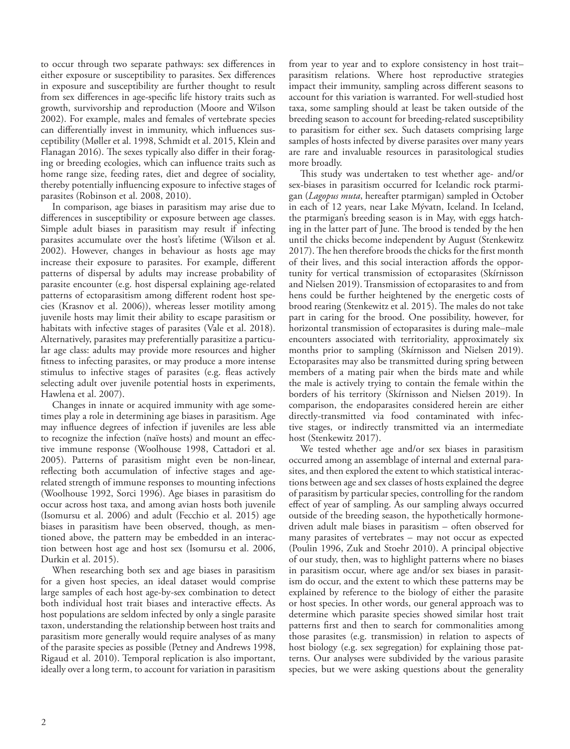to occur through two separate pathways: sex differences in either exposure or susceptibility to parasites. Sex differences in exposure and susceptibility are further thought to result from sex differences in age-specific life history traits such as growth, survivorship and reproduction (Moore and Wilson 2002). For example, males and females of vertebrate species can differentially invest in immunity, which influences susceptibility (Møller et al. 1998, Schmidt et al. 2015, Klein and Flanagan 2016). The sexes typically also differ in their foraging or breeding ecologies, which can influence traits such as home range size, feeding rates, diet and degree of sociality, thereby potentially influencing exposure to infective stages of parasites (Robinson et al. 2008, 2010).

In comparison, age biases in parasitism may arise due to differences in susceptibility or exposure between age classes. Simple adult biases in parasitism may result if infecting parasites accumulate over the host's lifetime (Wilson et al. 2002). However, changes in behaviour as hosts age may increase their exposure to parasites. For example, different patterns of dispersal by adults may increase probability of parasite encounter (e.g. host dispersal explaining age-related patterns of ectoparasitism among different rodent host species (Krasnov et al. 2006)), whereas lesser motility among juvenile hosts may limit their ability to escape parasitism or habitats with infective stages of parasites (Vale et al. 2018). Alternatively, parasites may preferentially parasitize a particular age class: adults may provide more resources and higher fitness to infecting parasites, or may produce a more intense stimulus to infective stages of parasites (e.g. fleas actively selecting adult over juvenile potential hosts in experiments, Hawlena et al. 2007).

Changes in innate or acquired immunity with age sometimes play a role in determining age biases in parasitism. Age may influence degrees of infection if juveniles are less able to recognize the infection (naïve hosts) and mount an effective immune response (Woolhouse 1998, Cattadori et al. 2005). Patterns of parasitism might even be non-linear, reflecting both accumulation of infective stages and age-related strength of immune responses to mounting infections (Woolhouse 1992, Sorci 1996). Age biases in parasitism do occur across host taxa, and among avian hosts both juvenile (Isomursu et al. 2006) and adult (Fecchio et al. 2015) age biases in parasitism have been observed, though, as mentioned above, the pattern may be embedded in an interaction between host age and host sex (Isomursu et al. 2006, Durkin et al. 2015).

When researching both sex and age biases in parasitism for a given host species, an ideal dataset would comprise large samples of each host age-by-sex combination to detect both individual host trait biases and interactive effects. As host populations are seldom infected by only a single parasite taxon, understanding the relationship between host traits and parasitism more generally would require analyses of as many of the parasite species as possible (Petney and Andrews 1998, Rigaud et al. 2010). Temporal replication is also important, ideally over a long term, to account for variation in parasitism from year to year and to explore consistency in host trait–parasitism relations. Where host reproductive strategies impact their immunity, sampling across different seasons to account for this variation is warranted. For well-studied host taxa, some sampling should at least be taken outside of the breeding season to account for breeding-related susceptibility to parasitism for either sex. Such datasets comprising large samples of hosts infected by diverse parasites over many years are rare and invaluable resources in parasitological studies more broadly.

This study was undertaken to test whether age- and/or sex-biases in parasitism occurred for Icelandic rock ptarmigan (*Lagopus muta*, hereafter ptarmigan) sampled in October in each of 12 years, near Lake Mývatn, Iceland. In Iceland, the ptarmigan's breeding season is in May, with eggs hatching in the latter part of June. The brood is tended by the hen until the chicks become independent by August (Stenkewitz 2017). The hen therefore broods the chicks for the first month of their lives, and this social interaction affords the opportunity for vertical transmission of ectoparasites (Skírnisson and Nielsen 2019). Transmission of ectoparasites to and from hens could be further heightened by the energetic costs of brood rearing (Stenkewitz et al. 2015). The males do not take part in caring for the brood. One possibility, however, for horizontal transmission of ectoparasites is during male–male encounters associated with territoriality, approximately six months prior to sampling (Skírnisson and Nielsen 2019). Ectoparasites may also be transmitted during spring between members of a mating pair when the birds mate and while the male is actively trying to contain the female within the borders of his territory (Skírnisson and Nielsen 2019). In comparison, the endoparasites considered herein are either directly-transmitted via food contaminated with infective stages, or indirectly transmitted via an intermediate host (Stenkewitz 2017).

We tested whether age and/or sex biases in parasitism occurred among an assemblage of internal and external parasites, and then explored the extent to which statistical interactions between age and sex classes of hosts explained the degree of parasitism by particular species, controlling for the random effect of year of sampling. As our sampling always occurred outside of the breeding season, the hypothetically hormone-driven adult male biases in parasitism – often observed for many parasites of vertebrates – may not occur as expected (Poulin 1996, Zuk and Stoehr 2010). A principal objective of our study, then, was to highlight patterns where no biases in parasitism occur, where age and/or sex biases in parasitism do occur, and the extent to which these patterns may be explained by reference to the biology of either the parasite or host species. In other words, our general approach was to determine which parasite species showed similar host trait patterns first and then to search for commonalities among those parasites (e.g. transmission) in relation to aspects of host biology (e.g. sex segregation) for explaining those patterns. Our analyses were subdivided by the various parasite species, but we were asking questions about the generality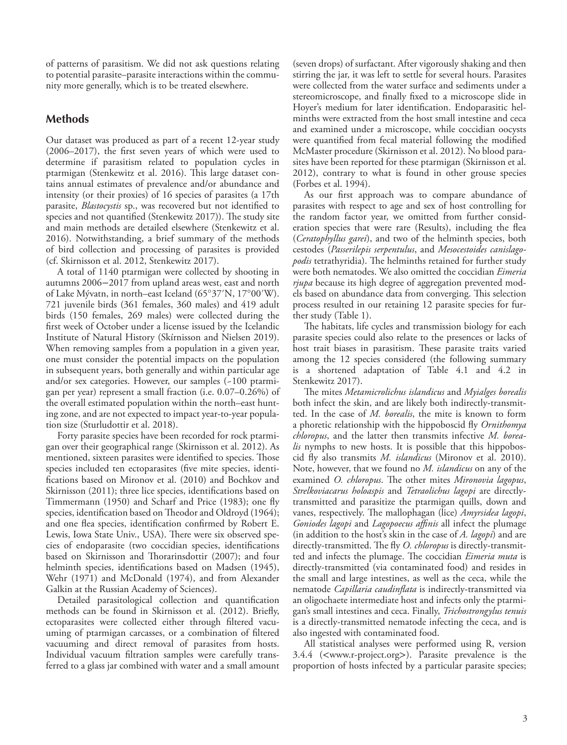of patterns of parasitism. We did not ask questions relating to potential parasite–parasite interactions within the community more generally, which is to be treated elsewhere.

## Methods

Our dataset was produced as part of a recent 12-year study (2006–2017), the first seven years of which were used to determine if parasitism related to population cycles in ptarmigan (Stenkewitz et al. 2016). This large dataset contains annual estimates of prevalence and/or abundance and intensity (or their proxies) of 16 species of parasites (a 17th parasite, *Blastocystis* sp., was recovered but not identified to species and not quantified (Stenkewitz 2017)). The study site and main methods are detailed elsewhere (Stenkewitz et al. 2016). Notwithstanding, a brief summary of the methods of bird collection and processing of parasites is provided (cf. Skirnisson et al. 2012, Stenkewitz 2017).

A total of 1140 ptarmigan were collected by shooting in autumns 2006−2017 from upland areas west, east and north of Lake Mývatn, in north–east Iceland (65°37′N, 17°00′W). 721 juvenile birds (361 females, 360 males) and 419 adult birds (150 females, 269 males) were collected during the first week of October under a license issued by the Icelandic Institute of Natural History (Skírnisson and Nielsen 2019). When removing samples from a population in a given year, one must consider the potential impacts on the population in subsequent years, both generally and within particular age and/or sex categories. However, our samples (~100 ptarmigan per year) represent a small fraction (i.e. 0.07–0.26%) of the overall estimated population within the north–east hunting zone, and are not expected to impact year-to-year population size (Sturludottir et al. 2018).

Forty parasite species have been recorded for rock ptarmigan over their geographical range (Skirnisson et al. 2012). As mentioned, sixteen parasites were identified to species. Those species included ten ectoparasites (five mite species, identifications based on Mironov et al. (2010) and Bochkov and Skirnisson (2011); three lice species, identifications based on Timmermann (1950) and Scharf and Price (1983); one fly species, identification based on Theodor and Oldroyd (1964); and one flea species, identification confirmed by Robert E. Lewis, Iowa State Univ., USA). There were six observed species of endoparasite (two coccidian species, identifications based on Skirnisson and Thorarinsdottir (2007); and four helminth species, identifications based on Madsen (1945), Wehr (1971) and McDonald (1974), and from Alexander Galkin at the Russian Academy of Sciences).

Detailed parasitological collection and quantification methods can be found in Skirnisson et al. (2012). Briefly, ectoparasites were collected either through filtered vacuuming of ptarmigan carcasses, or a combination of filtered vacuuming and direct removal of parasites from hosts. Individual vacuum filtration samples were carefully transferred to a glass jar combined with water and a small amount (seven drops) of surfactant. After vigorously shaking and then stirring the jar, it was left to settle for several hours. Parasites were collected from the water surface and sediments under a stereomicroscope, and finally fixed to a microscope slide in Hoyer's medium for later identification. Endoparasitic helminths were extracted from the host small intestine and ceca and examined under a microscope, while coccidian oocysts were quantified from fecal material following the modified McMaster procedure (Skirnisson et al. 2012). No blood parasites have been reported for these ptarmigan (Skirnisson et al. 2012), contrary to what is found in other grouse species (Forbes et al. 1994).

As our first approach was to compare abundance of parasites with respect to age and sex of host controlling for the random factor year, we omitted from further consideration species that were rare (Results), including the flea (*Ceratophyllus garei*), and two of the helminth species, both cestodes (*Passerilepis serpentulus*, and *Mesocestoides canislagopodis* tetrathyridia). The helminths retained for further study were both nematodes. We also omitted the coccidian *Eimeria rjupa* because its high degree of aggregation prevented models based on abundance data from converging. This selection process resulted in our retaining 12 parasite species for further study (Table 1).

The habitats, life cycles and transmission biology for each parasite species could also relate to the presences or lacks of host trait biases in parasitism. These parasite traits varied among the 12 species considered (the following summary is a shortened adaptation of Table 4.1 and 4.2 in Stenkewitz 2017).

The mites *Metamicrolichus islandicus* and *Myialges borealis* both infect the skin, and are likely both indirectly-transmitted. In the case of *M. borealis*, the mite is known to form a phoretic relationship with the hippoboscid fly *Ornithomya chloropus*, and the latter then transmits infective *M. borealis* nymphs to new hosts. It is possible that this hippoboscid fly also transmits *M. islandicus* (Mironov et al. 2010). Note, however, that we found no *M. islandicus* on any of the examined *O. chloropus*. The other mites *Mironovia lagopus*, *Strelkoviacarus holoaspis* and *Tetraolichus lagopi* are directly-transmitted and parasitize the ptarmigan quills, down and vanes, respectively. The mallophagan (lice) *Amyrsidea lagopi*, *Goniodes lagopi* and *Lagopoecus affinis* all infect the plumage (in addition to the host's skin in the case of *A. lagopi*) and are directly-transmitted. The fly *O. chloropus* is directly-transmitted and infects the plumage. The coccidian *Eimeria muta* is directly-transmitted (via contaminated food) and resides in the small and large intestines, as well as the ceca, while the nematode *Capillaria caudinflata* is indirectly-transmitted via an oligochaete intermediate host and infects only the ptarmigan's small intestines and ceca. Finally, *Trichostrongylus tenuis* is a directly-transmitted nematode infecting the ceca, and is also ingested with contaminated food.

All statistical analyses were performed using R, version 3.4.4 (<www.r-project.org>). Parasite prevalence is the proportion of hosts infected by a particular parasite species;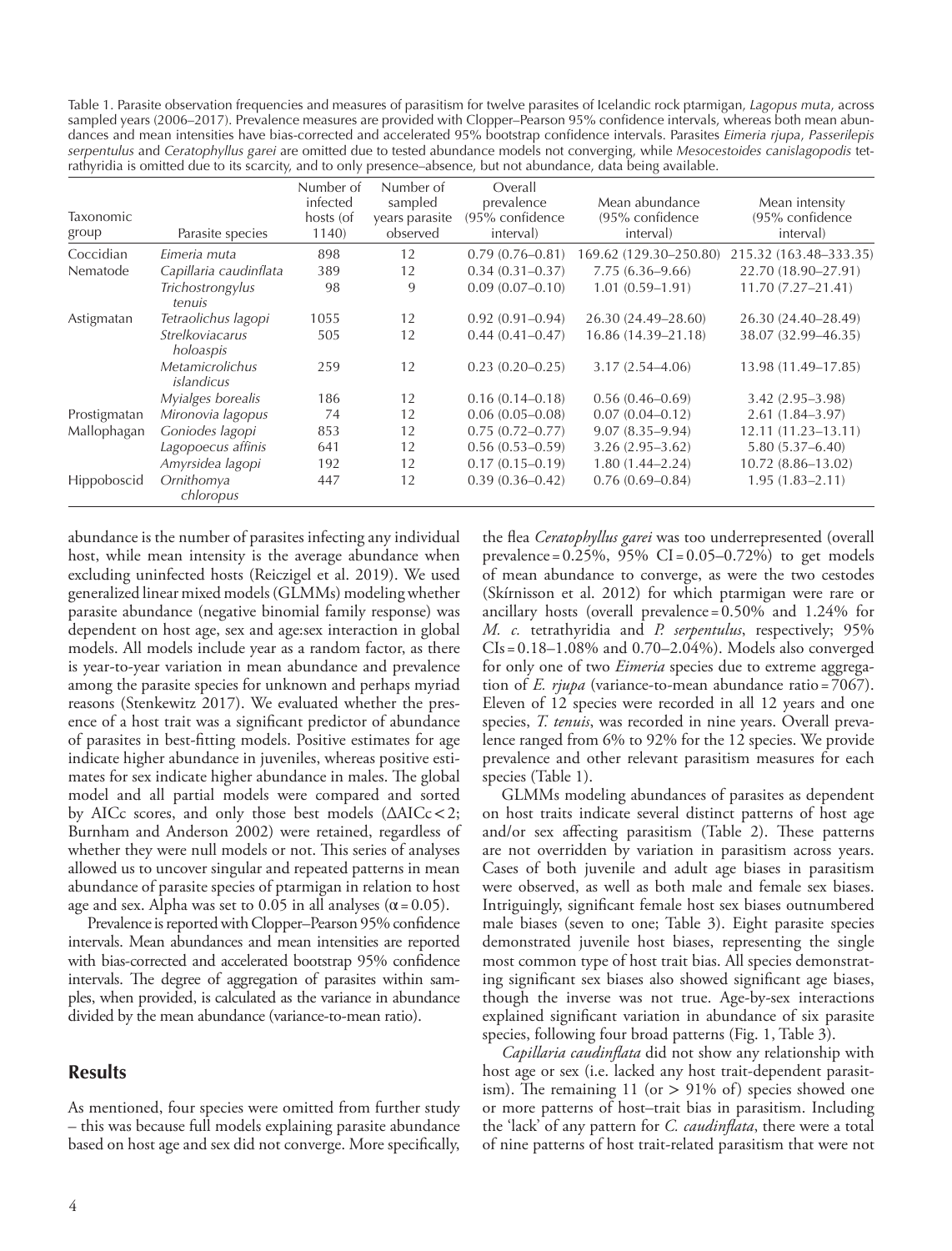Table 1. Parasite observation frequencies and measures of parasitism for twelve parasites of Icelandic rock ptarmigan, *Lagopus muta*, across sampled years (2006–2017). Prevalence measures are provided with Clopper–Pearson 95% confidence intervals, whereas both mean abundances and mean intensities have bias-corrected and accelerated 95% bootstrap confidence intervals. Parasites *Eimeria rjupa*, *Passerilepis serpentulus* and *Ceratophyllus garei* are omitted due to tested abundance models not converging, while *Mesocestoides canislagopodis* tetrathyridia is omitted due to its scarcity, and to only presence–absence, but not abundance, data being available.

| Taxonomic group | Parasite species | Number of infected hosts (of 1140) | Number of sampled years parasite observed | Overall prevalence (95% confidence interval) | Mean abundance (95% confidence interval) | Mean intensity (95% confidence interval) |
|---|---|---|---|---|---|---|
| Coccidian | *Eimeria muta* | 898 | 12 | 0.79 (0.76–0.81) | 169.62 (129.30–250.80) | 215.32 (163.48–333.35) |
| Nematode | *Capillaria caudinflata* | 389 | 12 | 0.34 (0.31–0.37) | 7.75 (6.36–9.66) | 22.70 (18.90–27.91) |
| | *Trichostrongylus tenuis* | 98 | 9 | 0.09 (0.07–0.10) | 1.01 (0.59–1.91) | 11.70 (7.27–21.41) |
| Astigmatan | *Tetraolichus lagopi* | 1055 | 12 | 0.92 (0.91–0.94) | 26.30 (24.49–28.60) | 26.30 (24.40–28.49) |
| | *Strelkoviacarus holoaspis* | 505 | 12 | 0.44 (0.41–0.47) | 16.86 (14.39–21.18) | 38.07 (32.99–46.35) |
| | *Metamicrolichus islandicus* | 259 | 12 | 0.23 (0.20–0.25) | 3.17 (2.54–4.06) | 13.98 (11.49–17.85) |
| | *Myialges borealis* | 186 | 12 | 0.16 (0.14–0.18) | 0.56 (0.46–0.69) | 3.42 (2.95–3.98) |
| Prostigmatan | *Mironovia lagopus* | 74 | 12 | 0.06 (0.05–0.08) | 0.07 (0.04–0.12) | 2.61 (1.84–3.97) |
| Mallophagan | *Goniodes lagopi* | 853 | 12 | 0.75 (0.72–0.77) | 9.07 (8.35–9.94) | 12.11 (11.23–13.11) |
| | *Lagopoecus affinis* | 641 | 12 | 0.56 (0.53–0.59) | 3.26 (2.95–3.62) | 5.80 (5.37–6.40) |
| | *Amyrsidea lagopi* | 192 | 12 | 0.17 (0.15–0.19) | 1.80 (1.44–2.24) | 10.72 (8.86–13.02) |
| Hippoboscid | *Ornithomya chloropus* | 447 | 12 | 0.39 (0.36–0.42) | 0.76 (0.69–0.84) | 1.95 (1.83–2.11) |

abundance is the number of parasites infecting any individual host, while mean intensity is the average abundance when excluding uninfected hosts (Reiczigel et al. 2019). We used generalized linear mixed models (GLMMs) modeling whether parasite abundance (negative binomial family response) was dependent on host age, sex and age:sex interaction in global models. All models include year as a random factor, as there is year-to-year variation in mean abundance and prevalence among the parasite species for unknown and perhaps myriad reasons (Stenkewitz 2017). We evaluated whether the presence of a host trait was a significant predictor of abundance of parasites in best-fitting models. Positive estimates for age indicate higher abundance in juveniles, whereas positive estimates for sex indicate higher abundance in males. The global model and all partial models were compared and sorted by AICc scores, and only those best models ($\Delta$AICc < 2; Burnham and Anderson 2002) were retained, regardless of whether they were null models or not. This series of analyses allowed us to uncover singular and repeated patterns in mean abundance of parasite species of ptarmigan in relation to host age and sex. Alpha was set to 0.05 in all analyses ($\alpha = 0.05$).

Prevalence is reported with Clopper–Pearson 95% confidence intervals. Mean abundances and mean intensities are reported with bias-corrected and accelerated bootstrap 95% confidence intervals. The degree of aggregation of parasites within samples, when provided, is calculated as the variance in abundance divided by the mean abundance (variance-to-mean ratio).

## Results

As mentioned, four species were omitted from further study – this was because full models explaining parasite abundance based on host age and sex did not converge. More specifically, the flea *Ceratophyllus garei* was too underrepresented (overall prevalence = 0.25%, 95% CI = 0.05–0.72%) to get models of mean abundance to converge, as were the two cestodes (Skírnisson et al. 2012) for which ptarmigan were rare or ancillary hosts (overall prevalence = 0.50% and 1.24% for *M. c.* tetrathyridia and *P. serpentulus*, respectively; 95% CIs = 0.18–1.08% and 0.70–2.04%). Models also converged for only one of two *Eimeria* species due to extreme aggregation of *E. rjupa* (variance-to-mean abundance ratio = 7067). Eleven of 12 species were recorded in all 12 years and one species, *T. tenuis*, was recorded in nine years. Overall prevalence ranged from 6% to 92% for the 12 species. We provide prevalence and other relevant parasitism measures for each species (Table 1).

GLMMs modeling abundances of parasites as dependent on host traits indicate several distinct patterns of host age and/or sex affecting parasitism (Table 2). These patterns are not overridden by variation in parasitism across years. Cases of both juvenile and adult age biases in parasitism were observed, as well as both male and female sex biases. Intriguingly, significant female host sex biases outnumbered male biases (seven to one; Table 3). Eight parasite species demonstrated juvenile host biases, representing the single most common type of host trait bias. All species demonstrating significant sex biases also showed significant age biases, though the inverse was not true. Age-by-sex interactions explained significant variation in abundance of six parasite species, following four broad patterns (Fig. 1, Table 3).

*Capillaria caudinflata* did not show any relationship with host age or sex (i.e. lacked any host trait-dependent parasitism). The remaining 11 (or > 91% of) species showed one or more patterns of host–trait bias in parasitism. Including the 'lack' of any pattern for *C. caudinflata*, there were a total of nine patterns of host trait-related parasitism that were not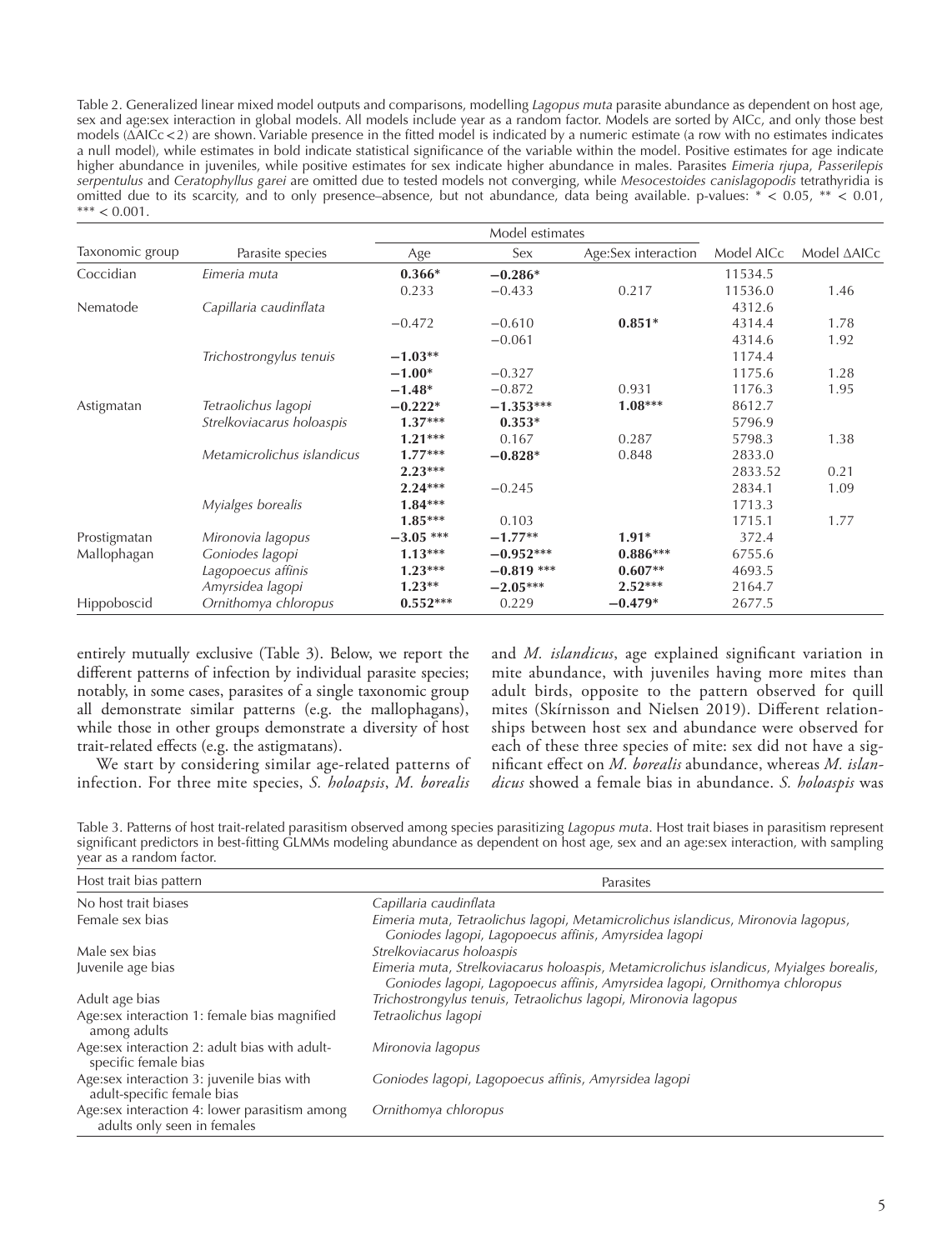Table 2. Generalized linear mixed model outputs and comparisons, modelling *Lagopus muta* parasite abundance as dependent on host age, sex and age:sex interaction in global models. All models include year as a random factor. Models are sorted by AICc, and only those best models (ΔAICc < 2) are shown. Variable presence in the fitted model is indicated by a numeric estimate (a row with no estimates indicates a null model), while estimates in bold indicate statistical significance of the variable within the model. Positive estimates for age indicate higher abundance in juveniles, while positive estimates for sex indicate higher abundance in males. Parasites *Eimeria rjupa*, *Passerilepis serpentulus* and *Ceratophyllus garei* are omitted due to tested models not converging, while *Mesocestoides canislagopodis* tetrathyridia is omitted due to its scarcity, and to only presence–absence, but not abundance, data being available. p-values: * < 0.05, ** < 0.01, *** < 0.001.

| Taxonomic group | Parasite species | Model estimates | | | Model AICc | Model ΔAICc |
|---|---|---|---|---|---|---|
| | | Age | Sex | Age:Sex interaction | | |
| Coccidian | *Eimeria muta* | **0.366*** | **−0.286*** | | 11534.5 | |
| | | 0.233 | −0.433 | 0.217 | 11536.0 | 1.46 |
| Nematode | *Capillaria caudinflata* | | | | 4312.6 | |
| | | −0.472 | −0.610 | **0.851*** | 4314.4 | 1.78 |
| | | | −0.061 | | 4314.6 | 1.92 |
| | *Trichostrongylus tenuis* | **−1.03**** | | | 1174.4 | |
| | | **−1.00*** | −0.327 | | 1175.6 | 1.28 |
| | | **−1.48*** | −0.872 | 0.931 | 1176.3 | 1.95 |
| Astigmatan | *Tetraolichus lagopi* | **−0.222*** | **−1.353***** | **1.08***** | 8612.7 | |
| | *Strelkoviacarus holoaspis* | **1.37***** | **0.353*** | | 5796.9 | |
| | | **1.21***** | 0.167 | 0.287 | 5798.3 | 1.38 |
| | *Metamicrolichus islandicus* | **1.77***** | **−0.828*** | 0.848 | 2833.0 | |
| | | **2.23***** | | | 2833.52 | 0.21 |
| | | **2.24***** | −0.245 | | 2834.1 | 1.09 |
| | *Myialges borealis* | **1.84***** | | | 1713.3 | |
| | | **1.85***** | 0.103 | | 1715.1 | 1.77 |
| Prostigmatan | *Mironovia lagopus* | **−3.05 ***** | **−1.77**** | **1.91*** | 372.4 | |
| Mallophagan | *Goniodes lagopi* | **1.13***** | **−0.952***** | **0.886***** | 6755.6 | |
| | *Lagopoecus affinis* | **1.23***** | **−0.819 ***** | **0.607**** | 4693.5 | |
| | *Amyrsidea lagopi* | **1.23**** | **−2.05***** | **2.52***** | 2164.7 | |
| Hippoboscid | *Ornithomya chloropus* | **0.552***** | 0.229 | **−0.479*** | 2677.5 | |

entirely mutually exclusive (Table 3). Below, we report the different patterns of infection by individual parasite species; notably, in some cases, parasites of a single taxonomic group all demonstrate similar patterns (e.g. the mallophagans), while those in other groups demonstrate a diversity of host trait-related effects (e.g. the astigmatans).

We start by considering similar age-related patterns of infection. For three mite species, *S. holoapsis*, *M. borealis* and *M. islandicus*, age explained significant variation in mite abundance, with juveniles having more mites than adult birds, opposite to the pattern observed for quill mites (Skírnisson and Nielsen 2019). Different relationships between host sex and abundance were observed for each of these three species of mite: sex did not have a significant effect on *M. borealis* abundance, whereas *M. islandicus* showed a female bias in abundance. *S. holoaspis* was

Table 3. Patterns of host trait-related parasitism observed among species parasitizing *Lagopus muta*. Host trait biases in parasitism represent significant predictors in best-fitting GLMMs modeling abundance as dependent on host age, sex and an age:sex interaction, with sampling year as a random factor.

| Host trait bias pattern | Parasites |
|---|---|
| No host trait biases | *Capillaria caudinflata* |
| Female sex bias | *Eimeria muta, Tetraolichus lagopi, Metamicrolichus islandicus, Mironovia lagopus, Goniodes lagopi, Lagopoecus affinis, Amyrsidea lagopi* |
| Male sex bias | *Strelkoviacarus holoaspis* |
| Juvenile age bias | *Eimeria muta, Strelkoviacarus holoaspis, Metamicrolichus islandicus, Myialges borealis, Goniodes lagopi, Lagopoecus affinis, Amyrsidea lagopi, Ornithomya chloropus* |
| Adult age bias | *Trichostrongylus tenuis, Tetraolichus lagopi, Mironovia lagopus* |
| Age:sex interaction 1: female bias magnified among adults | *Tetraolichus lagopi* |
| Age:sex interaction 2: adult bias with adult-specific female bias | *Mironovia lagopus* |
| Age:sex interaction 3: juvenile bias with adult-specific female bias | *Goniodes lagopi, Lagopoecus affinis, Amyrsidea lagopi* |
| Age:sex interaction 4: lower parasitism among adults only seen in females | *Ornithomya chloropus* |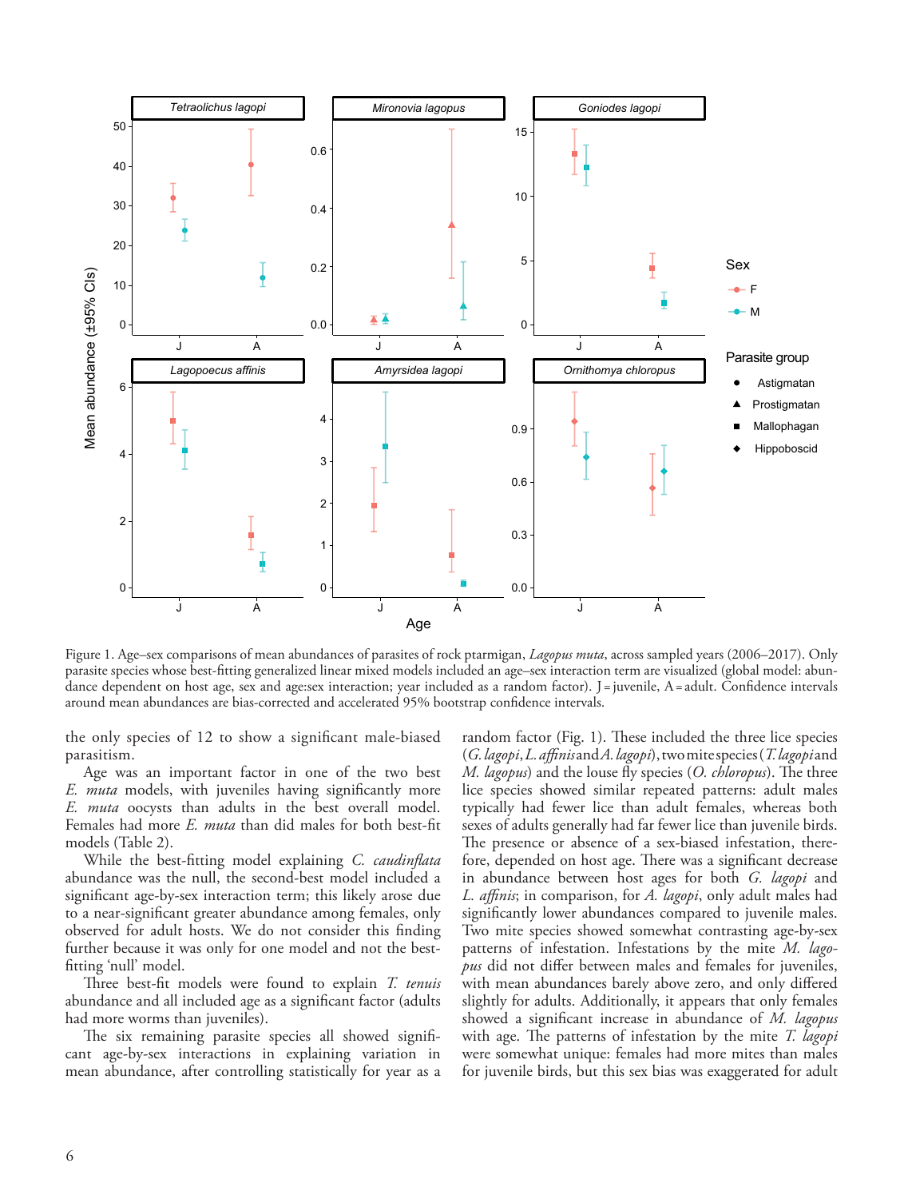Tetraolichus lagopi

50
40
30
20
10
0

J A

Mironovia lagopus

0.6
0.4
0.2
0.0

J A

Goniodes lagopi

15
10
5
0

J A

Lagopoecus affinis

6
4
2
0

J A

Amyrsidea lagopi

4
3
2
1
0

J A

Ornithomya chloropus

0.9
0.6
0.3
0.0

J A

Mean abundance (±95% CIs)

Age

Sex
F
M

Parasite group
Astigmatan
Prostigmatan
Mallophagan
Hippoboscid

Figure 1. Age–sex comparisons of mean abundances of parasites of rock ptarmigan, *Lagopus muta*, across sampled years (2006–2017). Only parasite species whose best-fitting generalized linear mixed models included an age–sex interaction term are visualized (global model: abundance dependent on host age, sex and age:sex interaction; year included as a random factor). J = juvenile, A = adult. Confidence intervals around mean abundances are bias-corrected and accelerated 95% bootstrap confidence intervals.

the only species of 12 to show a significant male-biased parasitism.

Age was an important factor in one of the two best *E. muta* models, with juveniles having significantly more *E. muta* oocysts than adults in the best overall model. Females had more *E. muta* than did males for both best-fit models (Table 2).

While the best-fitting model explaining *C. caudinflata* abundance was the null, the second-best model included a significant age-by-sex interaction term; this likely arose due to a near-significant greater abundance among females, only observed for adult hosts. We do not consider this finding further because it was only for one model and not the best-fitting 'null' model.

Three best-fit models were found to explain *T. tenuis* abundance and all included age as a significant factor (adults had more worms than juveniles).

The six remaining parasite species all showed significant age-by-sex interactions in explaining variation in mean abundance, after controlling statistically for year as a random factor (Fig. 1). These included the three lice species (*G. lagopi*, *L. affinis* and *A. lagopi*), two mite species (*T. lagopi* and *M. lagopus*) and the louse fly species (*O. chloropus*). The three lice species showed similar repeated patterns: adult males typically had fewer lice than adult females, whereas both sexes of adults generally had far fewer lice than juvenile birds. The presence or absence of a sex-biased infestation, therefore, depended on host age. There was a significant decrease in abundance between host ages for both *G. lagopi* and *L. affinis*; in comparison, for *A. lagopi*, only adult males had significantly lower abundances compared to juvenile males. Two mite species showed somewhat contrasting age-by-sex patterns of infestation. Infestations by the mite *M. lagopus* did not differ between males and females for juveniles, with mean abundances barely above zero, and only differed slightly for adults. Additionally, it appears that only females showed a significant increase in abundance of *M. lagopus* with age. The patterns of infestation by the mite *T. lagopi* were somewhat unique: females had more mites than males for juvenile birds, but this sex bias was exaggerated for adult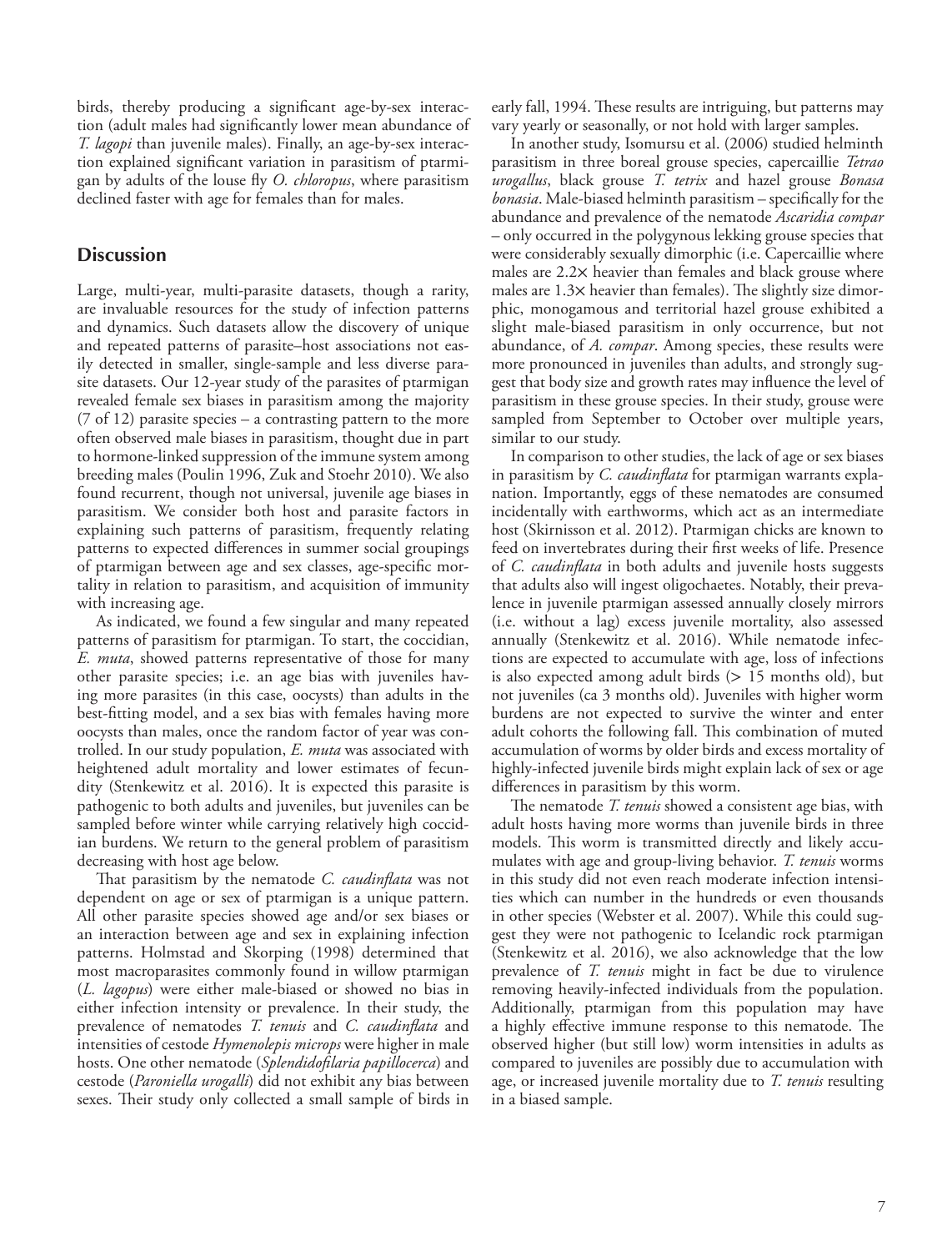birds, thereby producing a significant age-by-sex interaction (adult males had significantly lower mean abundance of *T. lagopi* than juvenile males). Finally, an age-by-sex interaction explained significant variation in parasitism of ptarmigan by adults of the louse fly *O. chloropus*, where parasitism declined faster with age for females than for males.

## Discussion

Large, multi-year, multi-parasite datasets, though a rarity, are invaluable resources for the study of infection patterns and dynamics. Such datasets allow the discovery of unique and repeated patterns of parasite–host associations not easily detected in smaller, single-sample and less diverse parasite datasets. Our 12-year study of the parasites of ptarmigan revealed female sex biases in parasitism among the majority (7 of 12) parasite species – a contrasting pattern to the more often observed male biases in parasitism, thought due in part to hormone-linked suppression of the immune system among breeding males (Poulin 1996, Zuk and Stoehr 2010). We also found recurrent, though not universal, juvenile age biases in parasitism. We consider both host and parasite factors in explaining such patterns of parasitism, frequently relating patterns to expected differences in summer social groupings of ptarmigan between age and sex classes, age-specific mortality in relation to parasitism, and acquisition of immunity with increasing age.

As indicated, we found a few singular and many repeated patterns of parasitism for ptarmigan. To start, the coccidian, *E. muta*, showed patterns representative of those for many other parasite species; i.e. an age bias with juveniles having more parasites (in this case, oocysts) than adults in the best-fitting model, and a sex bias with females having more oocysts than males, once the random factor of year was controlled. In our study population, *E. muta* was associated with heightened adult mortality and lower estimates of fecundity (Stenkewitz et al. 2016). It is expected this parasite is pathogenic to both adults and juveniles, but juveniles can be sampled before winter while carrying relatively high coccidian burdens. We return to the general problem of parasitism decreasing with host age below.

That parasitism by the nematode *C. caudinflata* was not dependent on age or sex of ptarmigan is a unique pattern. All other parasite species showed age and/or sex biases or an interaction between age and sex in explaining infection patterns. Holmstad and Skorping (1998) determined that most macroparasites commonly found in willow ptarmigan (*L. lagopus*) were either male-biased or showed no bias in either infection intensity or prevalence. In their study, the prevalence of nematodes *T. tenuis* and *C. caudinflata* and intensities of cestode *Hymenolepis microps* were higher in male hosts. One other nematode (*Splendidofilaria papillocerca*) and cestode (*Paroniella urogalli*) did not exhibit any bias between sexes. Their study only collected a small sample of birds in early fall, 1994. These results are intriguing, but patterns may vary yearly or seasonally, or not hold with larger samples.

In another study, Isomursu et al. (2006) studied helminth parasitism in three boreal grouse species, capercaillie *Tetrao urogallus*, black grouse *T. tetrix* and hazel grouse *Bonasa bonasia*. Male-biased helminth parasitism – specifically for the abundance and prevalence of the nematode *Ascaridia compar* – only occurred in the polygynous lekking grouse species that were considerably sexually dimorphic (i.e. Capercaillie where males are 2.2× heavier than females and black grouse where males are 1.3× heavier than females). The slightly size dimorphic, monogamous and territorial hazel grouse exhibited a slight male-biased parasitism in only occurrence, but not abundance, of *A. compar*. Among species, these results were more pronounced in juveniles than adults, and strongly suggest that body size and growth rates may influence the level of parasitism in these grouse species. In their study, grouse were sampled from September to October over multiple years, similar to our study.

In comparison to other studies, the lack of age or sex biases in parasitism by *C. caudinflata* for ptarmigan warrants explanation. Importantly, eggs of these nematodes are consumed incidentally with earthworms, which act as an intermediate host (Skirnisson et al. 2012). Ptarmigan chicks are known to feed on invertebrates during their first weeks of life. Presence of *C. caudinflata* in both adults and juvenile hosts suggests that adults also will ingest oligochaetes. Notably, their prevalence in juvenile ptarmigan assessed annually closely mirrors (i.e. without a lag) excess juvenile mortality, also assessed annually (Stenkewitz et al. 2016). While nematode infections are expected to accumulate with age, loss of infections is also expected among adult birds (> 15 months old), but not juveniles (ca 3 months old). Juveniles with higher worm burdens are not expected to survive the winter and enter adult cohorts the following fall. This combination of muted accumulation of worms by older birds and excess mortality of highly-infected juvenile birds might explain lack of sex or age differences in parasitism by this worm.

The nematode *T. tenuis* showed a consistent age bias, with adult hosts having more worms than juvenile birds in three models. This worm is transmitted directly and likely accumulates with age and group-living behavior. *T. tenuis* worms in this study did not even reach moderate infection intensities which can number in the hundreds or even thousands in other species (Webster et al. 2007). While this could suggest they were not pathogenic to Icelandic rock ptarmigan (Stenkewitz et al. 2016), we also acknowledge that the low prevalence of *T. tenuis* might in fact be due to virulence removing heavily-infected individuals from the population. Additionally, ptarmigan from this population may have a highly effective immune response to this nematode. The observed higher (but still low) worm intensities in adults as compared to juveniles are possibly due to accumulation with age, or increased juvenile mortality due to *T. tenuis* resulting in a biased sample.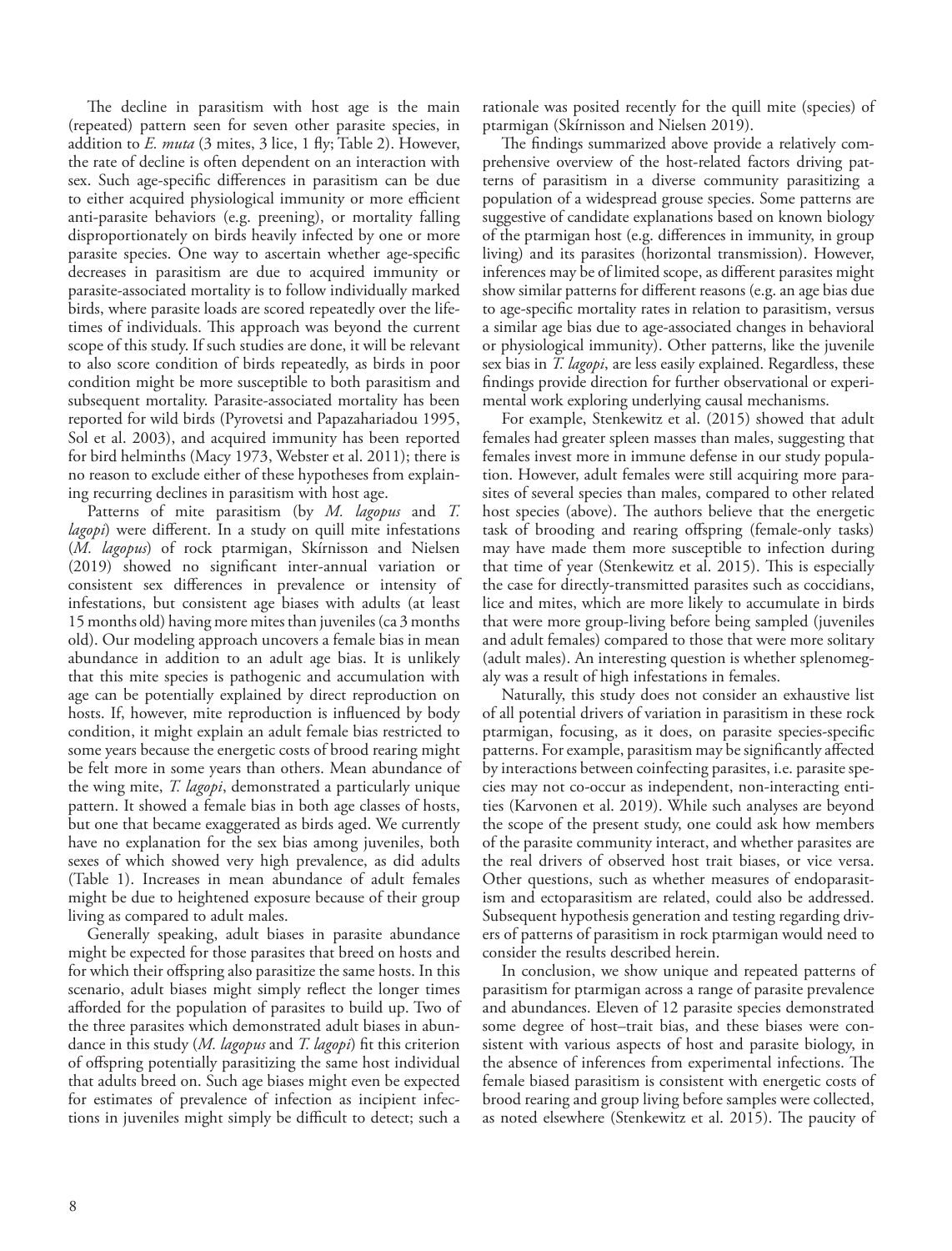The decline in parasitism with host age is the main (repeated) pattern seen for seven other parasite species, in addition to *E. muta* (3 mites, 3 lice, 1 fly; Table 2). However, the rate of decline is often dependent on an interaction with sex. Such age-specific differences in parasitism can be due to either acquired physiological immunity or more efficient anti-parasite behaviors (e.g. preening), or mortality falling disproportionately on birds heavily infected by one or more parasite species. One way to ascertain whether age-specific decreases in parasitism are due to acquired immunity or parasite-associated mortality is to follow individually marked birds, where parasite loads are scored repeatedly over the lifetimes of individuals. This approach was beyond the current scope of this study. If such studies are done, it will be relevant to also score condition of birds repeatedly, as birds in poor condition might be more susceptible to both parasitism and subsequent mortality. Parasite-associated mortality has been reported for wild birds (Pyrovetsi and Papazahariadou 1995, Sol et al. 2003), and acquired immunity has been reported for bird helminths (Macy 1973, Webster et al. 2011); there is no reason to exclude either of these hypotheses from explaining recurring declines in parasitism with host age.

Patterns of mite parasitism (by *M. lagopus* and *T. lagopi*) were different. In a study on quill mite infestations (*M. lagopus*) of rock ptarmigan, Skírnisson and Nielsen (2019) showed no significant inter-annual variation or consistent sex differences in prevalence or intensity of infestations, but consistent age biases with adults (at least 15 months old) having more mites than juveniles (ca 3 months old). Our modeling approach uncovers a female bias in mean abundance in addition to an adult age bias. It is unlikely that this mite species is pathogenic and accumulation with age can be potentially explained by direct reproduction on hosts. If, however, mite reproduction is influenced by body condition, it might explain an adult female bias restricted to some years because the energetic costs of brood rearing might be felt more in some years than others. Mean abundance of the wing mite, *T. lagopi*, demonstrated a particularly unique pattern. It showed a female bias in both age classes of hosts, but one that became exaggerated as birds aged. We currently have no explanation for the sex bias among juveniles, both sexes of which showed very high prevalence, as did adults (Table 1). Increases in mean abundance of adult females might be due to heightened exposure because of their group living as compared to adult males.

Generally speaking, adult biases in parasite abundance might be expected for those parasites that breed on hosts and for which their offspring also parasitize the same hosts. In this scenario, adult biases might simply reflect the longer times afforded for the population of parasites to build up. Two of the three parasites which demonstrated adult biases in abundance in this study (*M. lagopus* and *T. lagopi*) fit this criterion of offspring potentially parasitizing the same host individual that adults breed on. Such age biases might even be expected for estimates of prevalence of infection as incipient infections in juveniles might simply be difficult to detect; such a rationale was posited recently for the quill mite (species) of ptarmigan (Skírnisson and Nielsen 2019).

The findings summarized above provide a relatively comprehensive overview of the host-related factors driving patterns of parasitism in a diverse community parasitizing a population of a widespread grouse species. Some patterns are suggestive of candidate explanations based on known biology of the ptarmigan host (e.g. differences in immunity, in group living) and its parasites (horizontal transmission). However, inferences may be of limited scope, as different parasites might show similar patterns for different reasons (e.g. an age bias due to age-specific mortality rates in relation to parasitism, versus a similar age bias due to age-associated changes in behavioral or physiological immunity). Other patterns, like the juvenile sex bias in *T. lagopi*, are less easily explained. Regardless, these findings provide direction for further observational or experimental work exploring underlying causal mechanisms.

For example, Stenkewitz et al. (2015) showed that adult females had greater spleen masses than males, suggesting that females invest more in immune defense in our study population. However, adult females were still acquiring more parasites of several species than males, compared to other related host species (above). The authors believe that the energetic task of brooding and rearing offspring (female-only tasks) may have made them more susceptible to infection during that time of year (Stenkewitz et al. 2015). This is especially the case for directly-transmitted parasites such as coccidians, lice and mites, which are more likely to accumulate in birds that were more group-living before being sampled (juveniles and adult females) compared to those that were more solitary (adult males). An interesting question is whether splenomegaly was a result of high infestations in females.

Naturally, this study does not consider an exhaustive list of all potential drivers of variation in parasitism in these rock ptarmigan, focusing, as it does, on parasite species-specific patterns. For example, parasitism may be significantly affected by interactions between coinfecting parasites, i.e. parasite species may not co-occur as independent, non-interacting entities (Karvonen et al. 2019). While such analyses are beyond the scope of the present study, one could ask how members of the parasite community interact, and whether parasites are the real drivers of observed host trait biases, or vice versa. Other questions, such as whether measures of endoparasitism and ectoparasitism are related, could also be addressed. Subsequent hypothesis generation and testing regarding drivers of patterns of parasitism in rock ptarmigan would need to consider the results described herein.

In conclusion, we show unique and repeated patterns of parasitism for ptarmigan across a range of parasite prevalence and abundances. Eleven of 12 parasite species demonstrated some degree of host–trait bias, and these biases were consistent with various aspects of host and parasite biology, in the absence of inferences from experimental infections. The female biased parasitism is consistent with energetic costs of brood rearing and group living before samples were collected, as noted elsewhere (Stenkewitz et al. 2015). The paucity of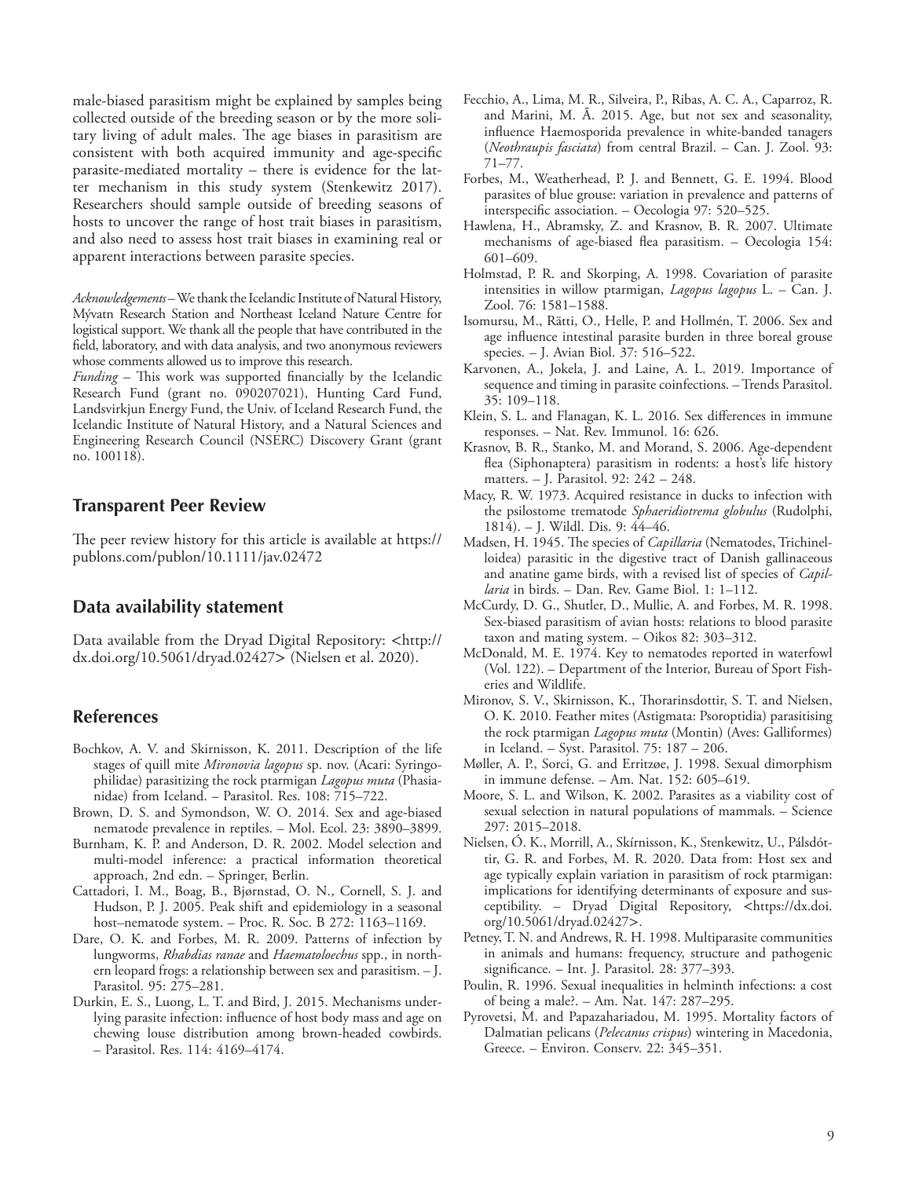male-biased parasitism might be explained by samples being collected outside of the breeding season or by the more solitary living of adult males. The age biases in parasitism are consistent with both acquired immunity and age-specific parasite-mediated mortality – there is evidence for the latter mechanism in this study system (Stenkewitz 2017). Researchers should sample outside of breeding seasons of hosts to uncover the range of host trait biases in parasitism, and also need to assess host trait biases in examining real or apparent interactions between parasite species.

*Acknowledgements* – We thank the Icelandic Institute of Natural History, Mývatn Research Station and Northeast Iceland Nature Centre for logistical support. We thank all the people that have contributed in the field, laboratory, and with data analysis, and two anonymous reviewers whose comments allowed us to improve this research.

*Funding* – This work was supported financially by the Icelandic Research Fund (grant no. 090207021), Hunting Card Fund, Landsvirkjun Energy Fund, the Univ. of Iceland Research Fund, the Icelandic Institute of Natural History, and a Natural Sciences and Engineering Research Council (NSERC) Discovery Grant (grant no. 100118).

## Transparent Peer Review

The peer review history for this article is available at https://publons.com/publon/10.1111/jav.02472

## Data availability statement

Data available from the Dryad Digital Repository: <http://dx.doi.org/10.5061/dryad.02427> (Nielsen et al. 2020).

## References

Bochkov, A. V. and Skirnisson, K. 2011. Description of the life stages of quill mite *Mironovia lagopus* sp. nov. (Acari: Syringophilidae) parasitizing the rock ptarmigan *Lagopus muta* (Phasianidae) from Iceland. – Parasitol. Res. 108: 715–722.

Brown, D. S. and Symondson, W. O. 2014. Sex and age-biased nematode prevalence in reptiles. – Mol. Ecol. 23: 3890–3899.

Burnham, K. P. and Anderson, D. R. 2002. Model selection and multi-model inference: a practical information theoretical approach, 2nd edn. – Springer, Berlin.

Cattadori, I. M., Boag, B., Bjørnstad, O. N., Cornell, S. J. and Hudson, P. J. 2005. Peak shift and epidemiology in a seasonal host–nematode system. – Proc. R. Soc. B 272: 1163–1169.

Dare, O. K. and Forbes, M. R. 2009. Patterns of infection by lungworms, *Rhabdias ranae* and *Haematoloechus* spp., in northern leopard frogs: a relationship between sex and parasitism. – J. Parasitol. 95: 275–281.

Durkin, E. S., Luong, L. T. and Bird, J. 2015. Mechanisms underlying parasite infection: influence of host body mass and age on chewing louse distribution among brown-headed cowbirds. – Parasitol. Res. 114: 4169–4174.

Fecchio, A., Lima, M. R., Silveira, P., Ribas, A. C. A., Caparroz, R. and Marini, M. Â. 2015. Age, but not sex and seasonality, influence Haemosporida prevalence in white-banded tanagers (*Neothraupis fasciata*) from central Brazil. – Can. J. Zool. 93: 71–77.

Forbes, M., Weatherhead, P. J. and Bennett, G. E. 1994. Blood parasites of blue grouse: variation in prevalence and patterns of interspecific association. – Oecologia 97: 520–525.

Hawlena, H., Abramsky, Z. and Krasnov, B. R. 2007. Ultimate mechanisms of age-biased flea parasitism. – Oecologia 154: 601–609.

Holmstad, P. R. and Skorping, A. 1998. Covariation of parasite intensities in willow ptarmigan, *Lagopus lagopus* L. – Can. J. Zool. 76: 1581–1588.

Isomursu, M., Rätti, O., Helle, P. and Hollmén, T. 2006. Sex and age influence intestinal parasite burden in three boreal grouse species. – J. Avian Biol. 37: 516–522.

Karvonen, A., Jokela, J. and Laine, A. L. 2019. Importance of sequence and timing in parasite coinfections. – Trends Parasitol. 35: 109–118.

Klein, S. L. and Flanagan, K. L. 2016. Sex differences in immune responses. – Nat. Rev. Immunol. 16: 626.

Krasnov, B. R., Stanko, M. and Morand, S. 2006. Age-dependent flea (Siphonaptera) parasitism in rodents: a host's life history matters. – J. Parasitol. 92: 242 – 248.

Macy, R. W. 1973. Acquired resistance in ducks to infection with the psilostome trematode *Sphaeridiotrema globulus* (Rudolphi, 1814). – J. Wildl. Dis. 9: 44–46.

Madsen, H. 1945. The species of *Capillaria* (Nematodes, Trichinelloidea) parasitic in the digestive tract of Danish gallinaceous and anatine game birds, with a revised list of species of *Capillaria* in birds. – Dan. Rev. Game Biol. 1: 1–112.

McCurdy, D. G., Shutler, D., Mullie, A. and Forbes, M. R. 1998. Sex-biased parasitism of avian hosts: relations to blood parasite taxon and mating system. – Oikos 82: 303–312.

McDonald, M. E. 1974. Key to nematodes reported in waterfowl (Vol. 122). – Department of the Interior, Bureau of Sport Fisheries and Wildlife.

Mironov, S. V., Skirnisson, K., Thorarinsdottir, S. T. and Nielsen, O. K. 2010. Feather mites (Astigmata: Psoroptidia) parasitising the rock ptarmigan *Lagopus muta* (Montin) (Aves: Galliformes) in Iceland. – Syst. Parasitol. 75: 187 – 206.

Møller, A. P., Sorci, G. and Erritzøe, J. 1998. Sexual dimorphism in immune defense. – Am. Nat. 152: 605–619.

Moore, S. L. and Wilson, K. 2002. Parasites as a viability cost of sexual selection in natural populations of mammals. – Science 297: 2015–2018.

Nielsen, Ó. K., Morrill, A., Skírnisson, K., Stenkewitz, U., Pálsdóttir, G. R. and Forbes, M. R. 2020. Data from: Host sex and age typically explain variation in parasitism of rock ptarmigan: implications for identifying determinants of exposure and susceptibility. – Dryad Digital Repository, <https://dx.doi.org/10.5061/dryad.02427>.

Petney, T. N. and Andrews, R. H. 1998. Multiparasite communities in animals and humans: frequency, structure and pathogenic significance. – Int. J. Parasitol. 28: 377–393.

Poulin, R. 1996. Sexual inequalities in helminth infections: a cost of being a male?. – Am. Nat. 147: 287–295.

Pyrovetsi, M. and Papazahariadou, M. 1995. Mortality factors of Dalmatian pelicans (*Pelecanus crispus*) wintering in Macedonia, Greece. – Environ. Conserv. 22: 345–351.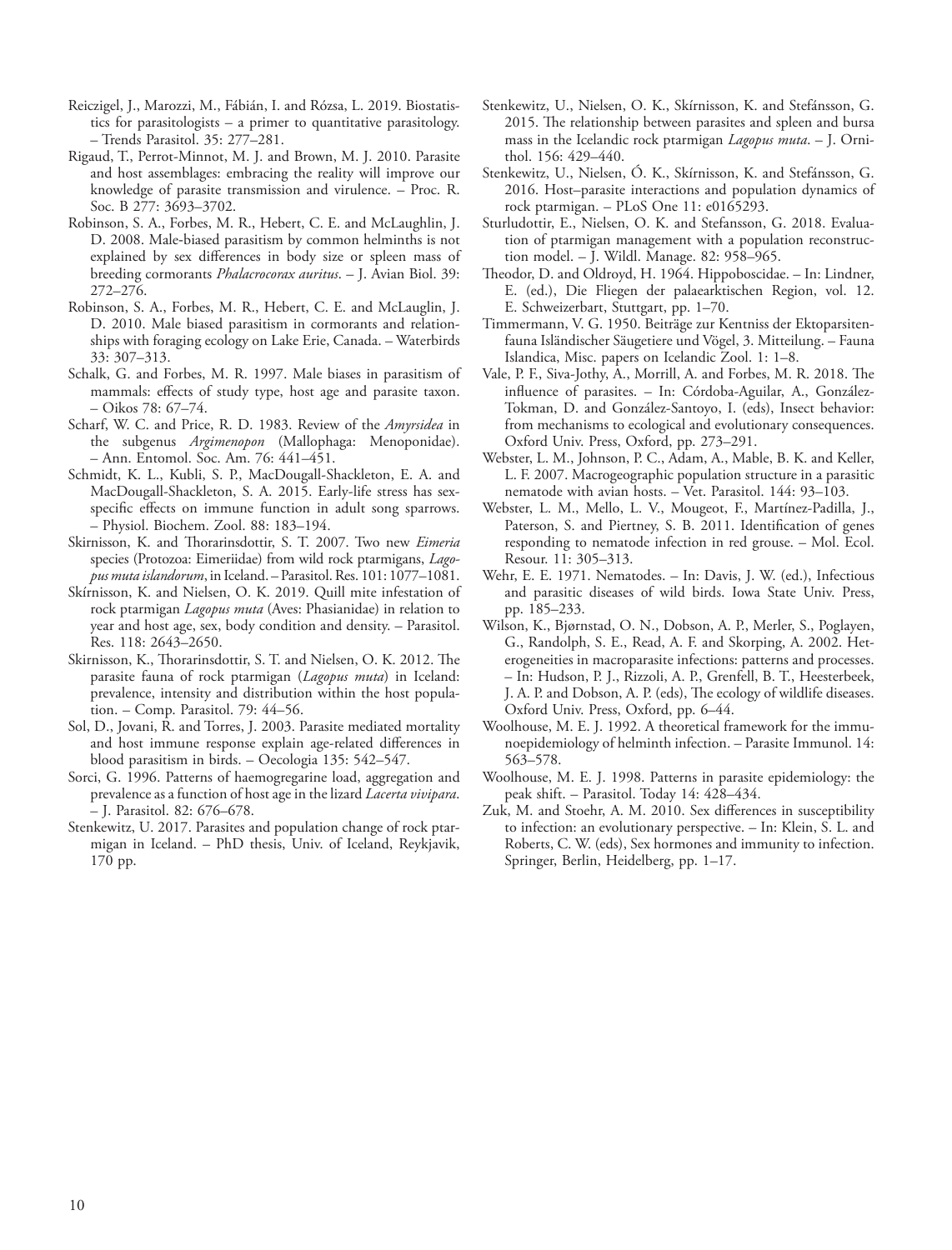Reiczigel, J., Marozzi, M., Fábián, I. and Rózsa, L. 2019. Biostatistics for parasitologists – a primer to quantitative parasitology. – Trends Parasitol. 35: 277–281.

Rigaud, T., Perrot-Minnot, M. J. and Brown, M. J. 2010. Parasite and host assemblages: embracing the reality will improve our knowledge of parasite transmission and virulence. – Proc. R. Soc. B 277: 3693–3702.

Robinson, S. A., Forbes, M. R., Hebert, C. E. and McLaughlin, J. D. 2008. Male-biased parasitism by common helminths is not explained by sex differences in body size or spleen mass of breeding cormorants *Phalacrocorax auritus*. – J. Avian Biol. 39: 272–276.

Robinson, S. A., Forbes, M. R., Hebert, C. E. and McLauglin, J. D. 2010. Male biased parasitism in cormorants and relationships with foraging ecology on Lake Erie, Canada. – Waterbirds 33: 307–313.

Schalk, G. and Forbes, M. R. 1997. Male biases in parasitism of mammals: effects of study type, host age and parasite taxon. – Oikos 78: 67–74.

Scharf, W. C. and Price, R. D. 1983. Review of the *Amyrsidea* in the subgenus *Argimenopon* (Mallophaga: Menoponidae). – Ann. Entomol. Soc. Am. 76: 441–451.

Schmidt, K. L., Kubli, S. P., MacDougall-Shackleton, E. A. and MacDougall-Shackleton, S. A. 2015. Early-life stress has sex-specific effects on immune function in adult song sparrows. – Physiol. Biochem. Zool. 88: 183–194.

Skirnisson, K. and Thorarinsdottir, S. T. 2007. Two new *Eimeria* species (Protozoa: Eimeriidae) from wild rock ptarmigans, *Lagopus muta islandorum*, in Iceland. – Parasitol. Res. 101: 1077–1081.

Skírnisson, K. and Nielsen, O. K. 2019. Quill mite infestation of rock ptarmigan *Lagopus muta* (Aves: Phasianidae) in relation to year and host age, sex, body condition and density. – Parasitol. Res. 118: 2643–2650.

Skirnisson, K., Thorarinsdottir, S. T. and Nielsen, O. K. 2012. The parasite fauna of rock ptarmigan (*Lagopus muta*) in Iceland: prevalence, intensity and distribution within the host population. – Comp. Parasitol. 79: 44–56.

Sol, D., Jovani, R. and Torres, J. 2003. Parasite mediated mortality and host immune response explain age-related differences in blood parasitism in birds. – Oecologia 135: 542–547.

Sorci, G. 1996. Patterns of haemogregarine load, aggregation and prevalence as a function of host age in the lizard *Lacerta vivipara*. – J. Parasitol. 82: 676–678.

Stenkewitz, U. 2017. Parasites and population change of rock ptarmigan in Iceland. – PhD thesis, Univ. of Iceland, Reykjavik, 170 pp.

Stenkewitz, U., Nielsen, O. K., Skírnisson, K. and Stefánsson, G. 2015. The relationship between parasites and spleen and bursa mass in the Icelandic rock ptarmigan *Lagopus muta*. – J. Ornithol. 156: 429–440.

Stenkewitz, U., Nielsen, Ó. K., Skírnisson, K. and Stefánsson, G. 2016. Host–parasite interactions and population dynamics of rock ptarmigan. – PLoS One 11: e0165293.

Sturludottir, E., Nielsen, O. K. and Stefansson, G. 2018. Evaluation of ptarmigan management with a population reconstruction model. – J. Wildl. Manage. 82: 958–965.

Theodor, D. and Oldroyd, H. 1964. Hippoboscidae. – In: Lindner, E. (ed.), Die Fliegen der palaearktischen Region, vol. 12. E. Schweizerbart, Stuttgart, pp. 1–70.

Timmermann, V. G. 1950. Beiträge zur Kentniss der Ektoparsitenfauna Isländischer Säugetiere und Vögel, 3. Mitteilung. – Fauna Islandica, Misc. papers on Icelandic Zool. 1: 1–8.

Vale, P. F., Siva-Jothy, A., Morrill, A. and Forbes, M. R. 2018. The influence of parasites. – In: Córdoba-Aguilar, A., González-Tokman, D. and González-Santoyo, I. (eds), Insect behavior: from mechanisms to ecological and evolutionary consequences. Oxford Univ. Press, Oxford, pp. 273–291.

Webster, L. M., Johnson, P. C., Adam, A., Mable, B. K. and Keller, L. F. 2007. Macrogeographic population structure in a parasitic nematode with avian hosts. – Vet. Parasitol. 144: 93–103.

Webster, L. M., Mello, L. V., Mougeot, F., Martínez-Padilla, J., Paterson, S. and Piertney, S. B. 2011. Identification of genes responding to nematode infection in red grouse. – Mol. Ecol. Resour. 11: 305–313.

Wehr, E. E. 1971. Nematodes. – In: Davis, J. W. (ed.), Infectious and parasitic diseases of wild birds. Iowa State Univ. Press, pp. 185–233.

Wilson, K., Bjørnstad, O. N., Dobson, A. P., Merler, S., Poglayen, G., Randolph, S. E., Read, A. F. and Skorping, A. 2002. Heterogeneities in macroparasite infections: patterns and processes. – In: Hudson, P. J., Rizzoli, A. P., Grenfell, B. T., Heesterbeek, J. A. P. and Dobson, A. P. (eds), The ecology of wildlife diseases. Oxford Univ. Press, Oxford, pp. 6–44.

Woolhouse, M. E. J. 1992. A theoretical framework for the immunoepidemiology of helminth infection. – Parasite Immunol. 14: 563–578.

Woolhouse, M. E. J. 1998. Patterns in parasite epidemiology: the peak shift. – Parasitol. Today 14: 428–434.

Zuk, M. and Stoehr, A. M. 2010. Sex differences in susceptibility to infection: an evolutionary perspective. – In: Klein, S. L. and Roberts, C. W. (eds), Sex hormones and immunity to infection. Springer, Berlin, Heidelberg, pp. 1–17.